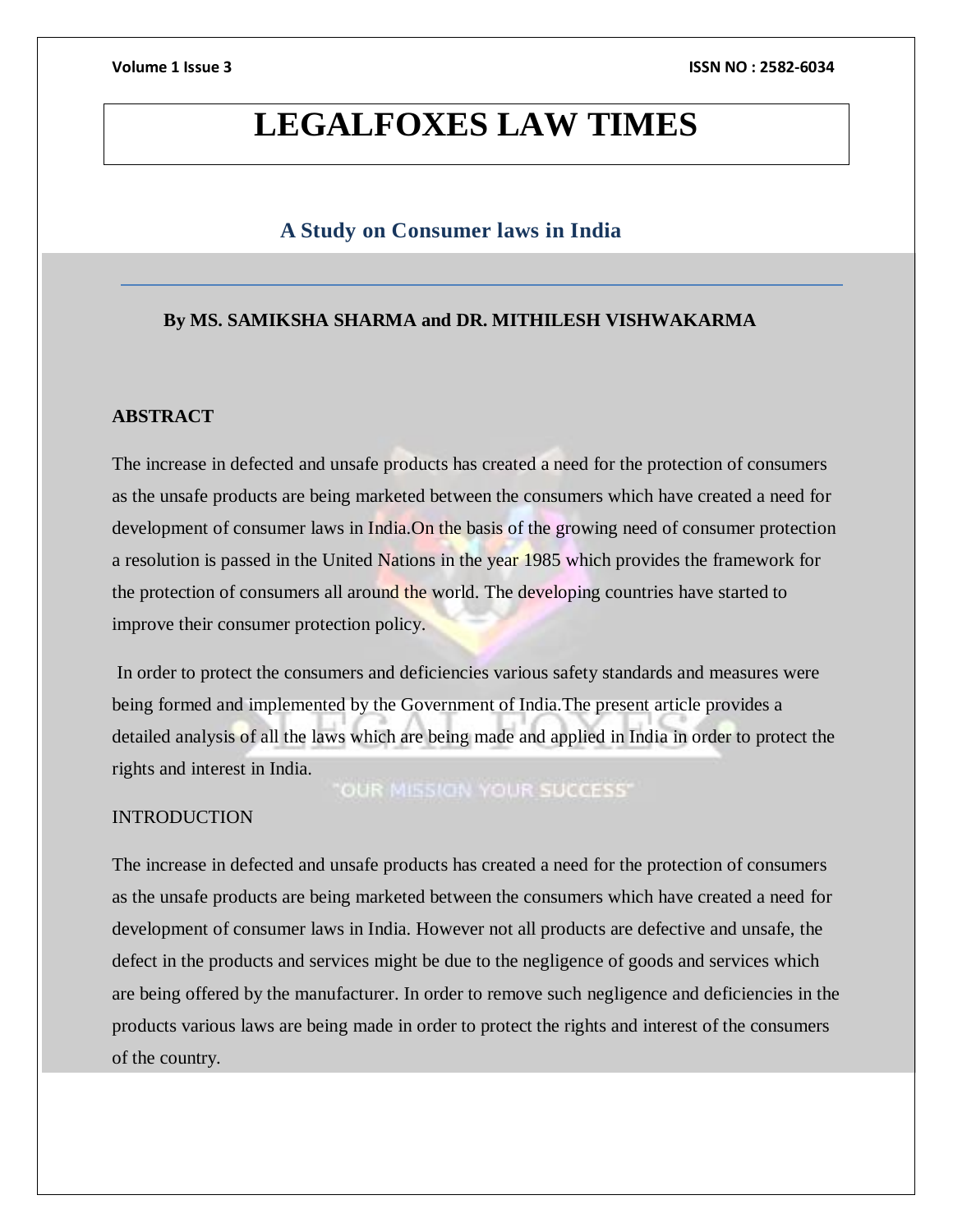# LEGALFOXES LAW TIMES

## A Study on Consumer laws in India

**By MS. SAMIKSHA SHARMA and DR. MITHILESH VISHWAKARMA**

**ABSTRACT**

The increase in defected and unsafe products has created a need for the protection of consumers as the unsafe products are being marketed between the consumers which have created a need for development of consumer laws in India.On the basis of the growing need of consumer protection a resolution is passed in the United Nations in the year 1985 which provides the framework for the protection of consumers all around the world. The developing countries have started to improve their consumer protection policy.

In order to protect the consumers and deficiencies various safety standards and measures were being formed and implemented by the Government of India.The present article provides a detailed analysis of all the laws which are being made and applied in India in order to protect the rights and interest in India.

INTRODUCTION

The increase in defected and unsafe products has created a need for the protection of consumers as the unsafe products are being marketed between the consumers which have created a need for development of consumer laws in India. However not all products are defective and unsafe, the defect in the products and services might be due to the negligence of goods and services which are being offered by the manufacturer. In order to remove such negligence and deficiencies in the products various laws are being made in order to protect the rights and interest of the consumers of the country.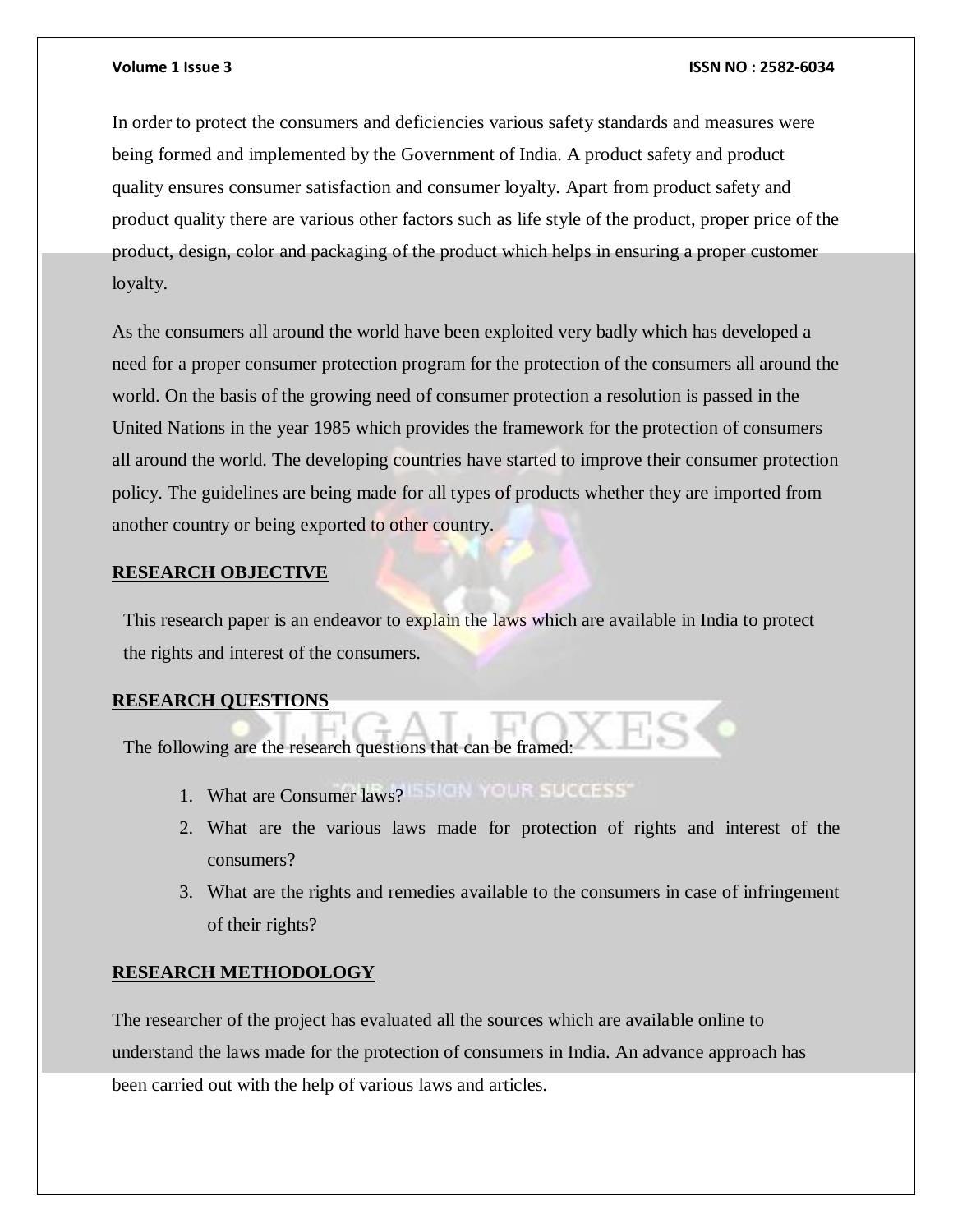In order to protect the consumers and deficiencies various safety standards and measures were being formed and implemented by the Government of India. A product safety and product quality ensures consumer satisfaction and consumer loyalty. Apart from product safety and product quality there are various other factors such as life style of the product, proper price of the product, design, color and packaging of the product which helps in ensuring a proper customer loyalty.

As the consumers all around the world have been exploited very badly which has developed a need for a proper consumer protection program for the protection of the consumers all around the world. On the basis of the growing need of consumer protection a resolution is passed in the United Nations in the year 1985 which provides the framework for the protection of consumers all around the world. The developing countries have started to improve their consumer protection policy. The guidelines are being made for all types of products whether they are imported from another country or being exported to other country.

## RESEARCH OBJECTIVE

This research paper is an endeavor to explain the laws which are available in India to protect the rights and interest of the consumers.

## RESEARCH QUESTIONS

The following are the research questions that can be framed:

1. What are Consumer laws?
2. What are the various laws made for protection of rights and interest of the consumers?
3. What are the rights and remedies available to the consumers in case of infringement of their rights?

## RESEARCH METHODOLOGY

The researcher of the project has evaluated all the sources which are available online to understand the laws made for the protection of consumers in India. An advance approach has been carried out with the help of various laws and articles.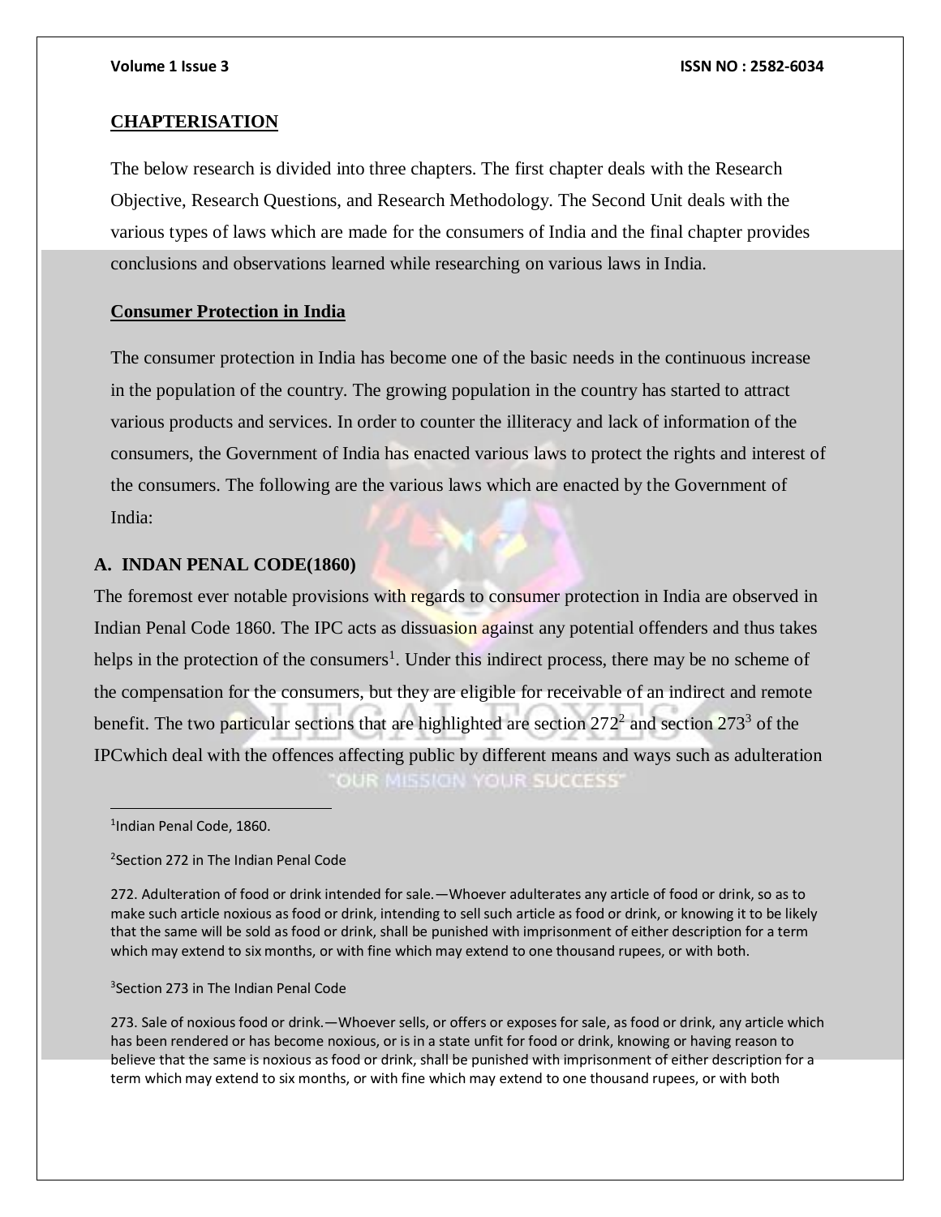## CHAPTERISATION

The below research is divided into three chapters. The first chapter deals with the Research Objective, Research Questions, and Research Methodology. The Second Unit deals with the various types of laws which are made for the consumers of India and the final chapter provides conclusions and observations learned while researching on various laws in India.

## Consumer Protection in India

The consumer protection in India has become one of the basic needs in the continuous increase in the population of the country. The growing population in the country has started to attract various products and services. In order to counter the illiteracy and lack of information of the consumers, the Government of India has enacted various laws to protect the rights and interest of the consumers. The following are the various laws which are enacted by the Government of India:

### A. INDAN PENAL CODE(1860)

The foremost ever notable provisions with regards to consumer protection in India are observed in Indian Penal Code 1860. The IPC acts as dissuasion against any potential offenders and thus takes helps in the protection of the consumers[1]. Under this indirect process, there may be no scheme of the compensation for the consumers, but they are eligible for receivable of an indirect and remote benefit. The two particular sections that are highlighted are section 272[2] and section 273[3] of the IPCwhich deal with the offences affecting public by different means and ways such as adulteration

---

[1]Indian Penal Code, 1860.

[2]Section 272 in The Indian Penal Code

272. Adulteration of food or drink intended for sale.—Whoever adulterates any article of food or drink, so as to make such article noxious as food or drink, intending to sell such article as food or drink, or knowing it to be likely that the same will be sold as food or drink, shall be punished with imprisonment of either description for a term which may extend to six months, or with fine which may extend to one thousand rupees, or with both.

[3]Section 273 in The Indian Penal Code

273. Sale of noxious food or drink.—Whoever sells, or offers or exposes for sale, as food or drink, any article which has been rendered or has become noxious, or is in a state unfit for food or drink, knowing or having reason to believe that the same is noxious as food or drink, shall be punished with imprisonment of either description for a term which may extend to six months, or with fine which may extend to one thousand rupees, or with both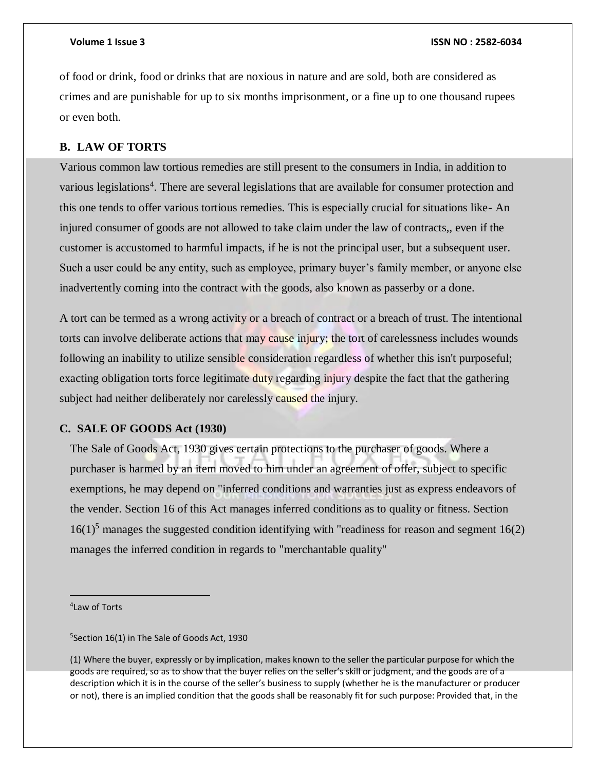of food or drink, food or drinks that are noxious in nature and are sold, both are considered as crimes and are punishable for up to six months imprisonment, or a fine up to one thousand rupees or even both.

### B. LAW OF TORTS

Various common law tortious remedies are still present to the consumers in India, in addition to various legislations[4]. There are several legislations that are available for consumer protection and this one tends to offer various tortious remedies. This is especially crucial for situations like- An injured consumer of goods are not allowed to take claim under the law of contracts,, even if the customer is accustomed to harmful impacts, if he is not the principal user, but a subsequent user. Such a user could be any entity, such as employee, primary buyer's family member, or anyone else inadvertently coming into the contract with the goods, also known as passerby or a done.

A tort can be termed as a wrong activity or a breach of contract or a breach of trust. The intentional torts can involve deliberate actions that may cause injury; the tort of carelessness includes wounds following an inability to utilize sensible consideration regardless of whether this isn't purposeful; exacting obligation torts force legitimate duty regarding injury despite the fact that the gathering subject had neither deliberately nor carelessly caused the injury.

### C. SALE OF GOODS Act (1930)

The Sale of Goods Act, 1930 gives certain protections to the purchaser of goods. Where a purchaser is harmed by an item moved to him under an agreement of offer, subject to specific exemptions, he may depend on "inferred conditions and warranties just as express endeavors of the vender. Section 16 of this Act manages inferred conditions as to quality or fitness. Section 16(1)[5] manages the suggested condition identifying with "readiness for reason and segment 16(2) manages the inferred condition in regards to "merchantable quality"

---

[4]Law of Torts

[5]Section 16(1) in The Sale of Goods Act, 1930

(1) Where the buyer, expressly or by implication, makes known to the seller the particular purpose for which the goods are required, so as to show that the buyer relies on the seller's skill or judgment, and the goods are of a description which it is in the course of the seller's business to supply (whether he is the manufacturer or producer or not), there is an implied condition that the goods shall be reasonably fit for such purpose: Provided that, in the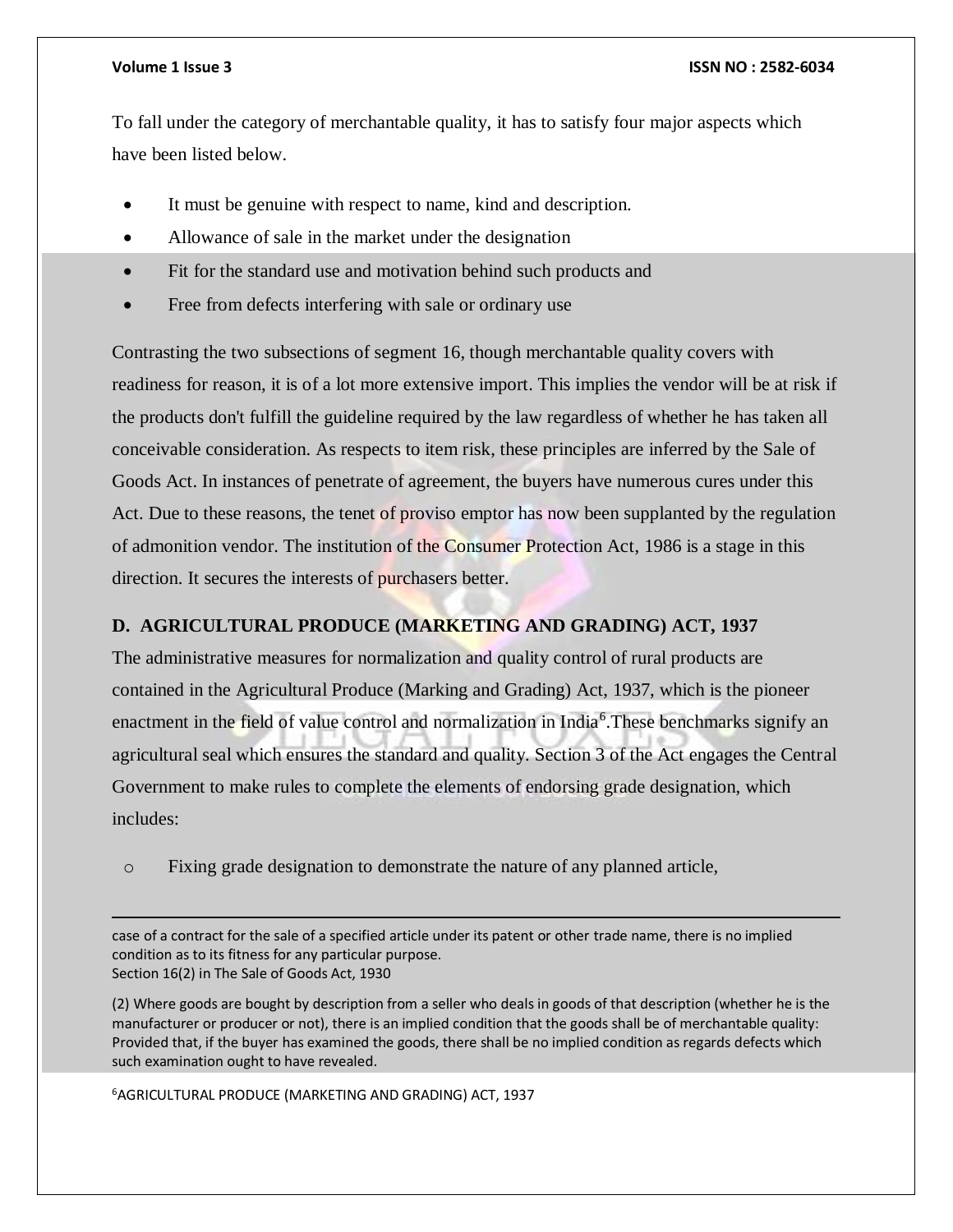To fall under the category of merchantable quality, it has to satisfy four major aspects which have been listed below.

- It must be genuine with respect to name, kind and description.
- Allowance of sale in the market under the designation
- Fit for the standard use and motivation behind such products and
- Free from defects interfering with sale or ordinary use

Contrasting the two subsections of segment 16, though merchantable quality covers with readiness for reason, it is of a lot more extensive import. This implies the vendor will be at risk if the products don't fulfill the guideline required by the law regardless of whether he has taken all conceivable consideration. As respects to item risk, these principles are inferred by the Sale of Goods Act. In instances of penetrate of agreement, the buyers have numerous cures under this Act. Due to these reasons, the tenet of proviso emptor has now been supplanted by the regulation of admonition vendor. The institution of the Consumer Protection Act, 1986 is a stage in this direction. It secures the interests of purchasers better.

### D. AGRICULTURAL PRODUCE (MARKETING AND GRADING) ACT, 1937

The administrative measures for normalization and quality control of rural products are contained in the Agricultural Produce (Marking and Grading) Act, 1937, which is the pioneer enactment in the field of value control and normalization in India[6].These benchmarks signify an agricultural seal which ensures the standard and quality. Section 3 of the Act engages the Central Government to make rules to complete the elements of endorsing grade designation, which includes:

- Fixing grade designation to demonstrate the nature of any planned article,

---

case of a contract for the sale of a specified article under its patent or other trade name, there is no implied condition as to its fitness for any particular purpose.
Section 16(2) in The Sale of Goods Act, 1930

(2) Where goods are bought by description from a seller who deals in goods of that description (whether he is the manufacturer or producer or not), there is an implied condition that the goods shall be of merchantable quality: Provided that, if the buyer has examined the goods, there shall be no implied condition as regards defects which such examination ought to have revealed.

[6] AGRICULTURAL PRODUCE (MARKETING AND GRADING) ACT, 1937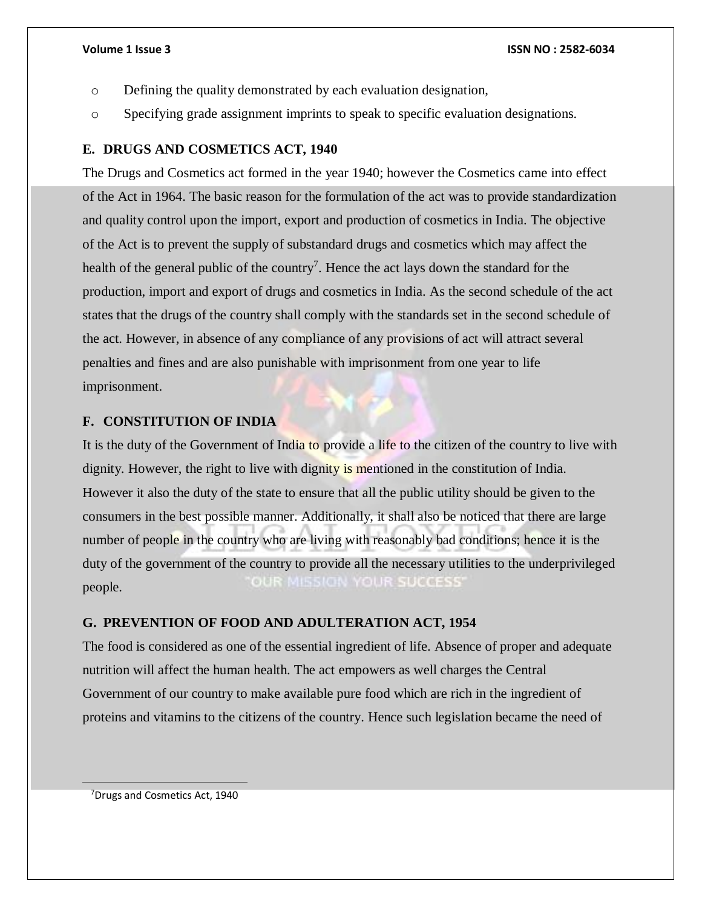- Defining the quality demonstrated by each evaluation designation,
- Specifying grade assignment imprints to speak to specific evaluation designations.

### E. DRUGS AND COSMETICS ACT, 1940

The Drugs and Cosmetics act formed in the year 1940; however the Cosmetics came into effect of the Act in 1964. The basic reason for the formulation of the act was to provide standardization and quality control upon the import, export and production of cosmetics in India. The objective of the Act is to prevent the supply of substandard drugs and cosmetics which may affect the health of the general public of the country[7]. Hence the act lays down the standard for the production, import and export of drugs and cosmetics in India. As the second schedule of the act states that the drugs of the country shall comply with the standards set in the second schedule of the act. However, in absence of any compliance of any provisions of act will attract several penalties and fines and are also punishable with imprisonment from one year to life imprisonment.

### F. CONSTITUTION OF INDIA

It is the duty of the Government of India to provide a life to the citizen of the country to live with dignity. However, the right to live with dignity is mentioned in the constitution of India. However it also the duty of the state to ensure that all the public utility should be given to the consumers in the best possible manner. Additionally, it shall also be noticed that there are large number of people in the country who are living with reasonably bad conditions; hence it is the duty of the government of the country to provide all the necessary utilities to the underprivileged people.

### G. PREVENTION OF FOOD AND ADULTERATION ACT, 1954

The food is considered as one of the essential ingredient of life. Absence of proper and adequate nutrition will affect the human health. The act empowers as well charges the Central Government of our country to make available pure food which are rich in the ingredient of proteins and vitamins to the citizens of the country. Hence such legislation became the need of

---

[7] Drugs and Cosmetics Act, 1940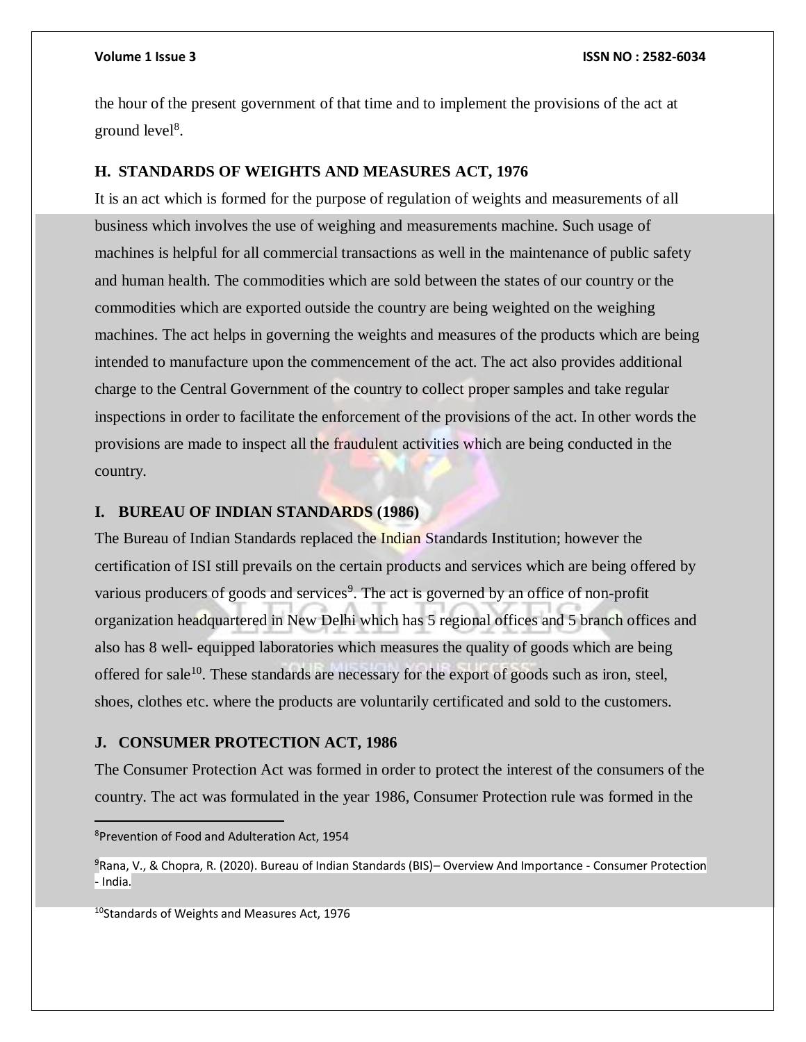the hour of the present government of that time and to implement the provisions of the act at ground level[8].

## H. STANDARDS OF WEIGHTS AND MEASURES ACT, 1976

It is an act which is formed for the purpose of regulation of weights and measurements of all business which involves the use of weighing and measurements machine. Such usage of machines is helpful for all commercial transactions as well in the maintenance of public safety and human health. The commodities which are sold between the states of our country or the commodities which are exported outside the country are being weighted on the weighing machines. The act helps in governing the weights and measures of the products which are being intended to manufacture upon the commencement of the act. The act also provides additional charge to the Central Government of the country to collect proper samples and take regular inspections in order to facilitate the enforcement of the provisions of the act. In other words the provisions are made to inspect all the fraudulent activities which are being conducted in the country.

## I. BUREAU OF INDIAN STANDARDS (1986)

The Bureau of Indian Standards replaced the Indian Standards Institution; however the certification of ISI still prevails on the certain products and services which are being offered by various producers of goods and services[9]. The act is governed by an office of non-profit organization headquartered in New Delhi which has 5 regional offices and 5 branch offices and also has 8 well- equipped laboratories which measures the quality of goods which are being offered for sale[10]. These standards are necessary for the export of goods such as iron, steel, shoes, clothes etc. where the products are voluntarily certificated and sold to the customers.

## J. CONSUMER PROTECTION ACT, 1986

The Consumer Protection Act was formed in order to protect the interest of the consumers of the country. The act was formulated in the year 1986, Consumer Protection rule was formed in the

---

[8] Prevention of Food and Adulteration Act, 1954

[9] Rana, V., & Chopra, R. (2020). Bureau of Indian Standards (BIS)– Overview And Importance - Consumer Protection - India.

[10] Standards of Weights and Measures Act, 1976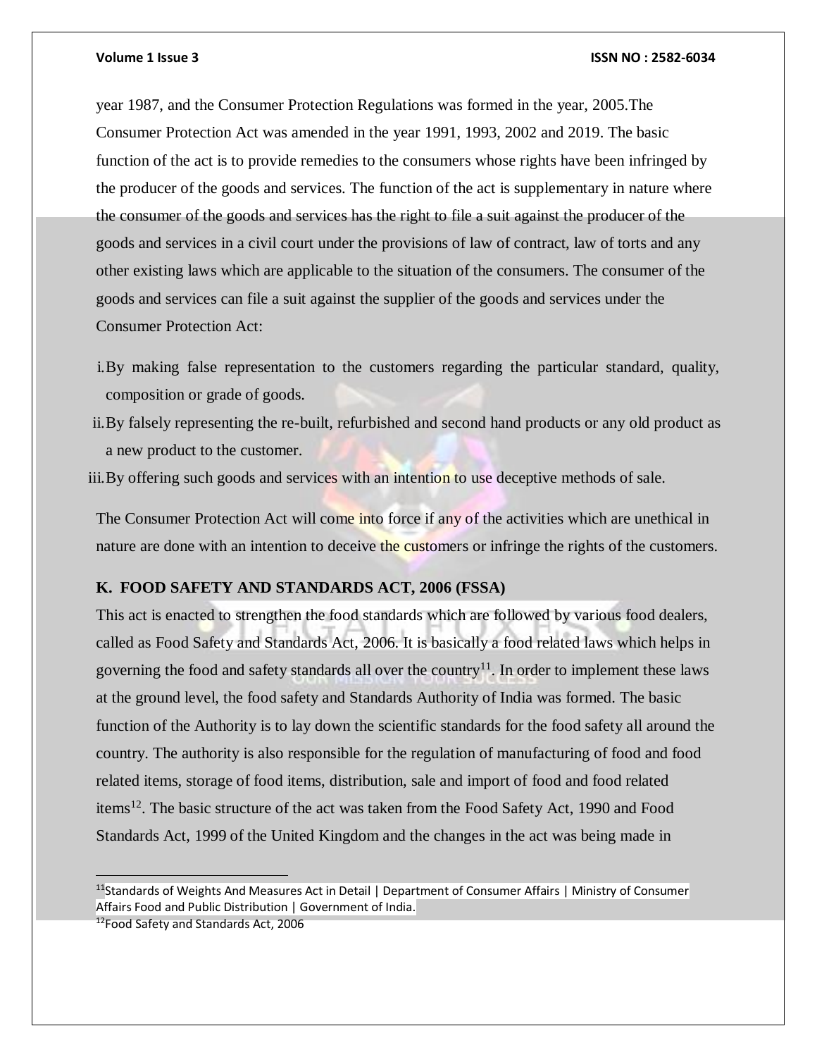year 1987, and the Consumer Protection Regulations was formed in the year, 2005.The Consumer Protection Act was amended in the year 1991, 1993, 2002 and 2019. The basic function of the act is to provide remedies to the consumers whose rights have been infringed by the producer of the goods and services. The function of the act is supplementary in nature where the consumer of the goods and services has the right to file a suit against the producer of the goods and services in a civil court under the provisions of law of contract, law of torts and any other existing laws which are applicable to the situation of the consumers. The consumer of the goods and services can file a suit against the supplier of the goods and services under the Consumer Protection Act:

i. By making false representation to the customers regarding the particular standard, quality, composition or grade of goods.
ii. By falsely representing the re-built, refurbished and second hand products or any old product as a new product to the customer.
iii. By offering such goods and services with an intention to use deceptive methods of sale.

The Consumer Protection Act will come into force if any of the activities which are unethical in nature are done with an intention to deceive the customers or infringe the rights of the customers.

### K. FOOD SAFETY AND STANDARDS ACT, 2006 (FSSA)

This act is enacted to strengthen the food standards which are followed by various food dealers, called as Food Safety and Standards Act, 2006. It is basically a food related laws which helps in governing the food and safety standards all over the country[11]. In order to implement these laws at the ground level, the food safety and Standards Authority of India was formed. The basic function of the Authority is to lay down the scientific standards for the food safety all around the country. The authority is also responsible for the regulation of manufacturing of food and food related items, storage of food items, distribution, sale and import of food and food related items[12]. The basic structure of the act was taken from the Food Safety Act, 1990 and Food Standards Act, 1999 of the United Kingdom and the changes in the act was being made in

---

[11] Standards of Weights And Measures Act in Detail | Department of Consumer Affairs | Ministry of Consumer Affairs Food and Public Distribution | Government of India.

[12] Food Safety and Standards Act, 2006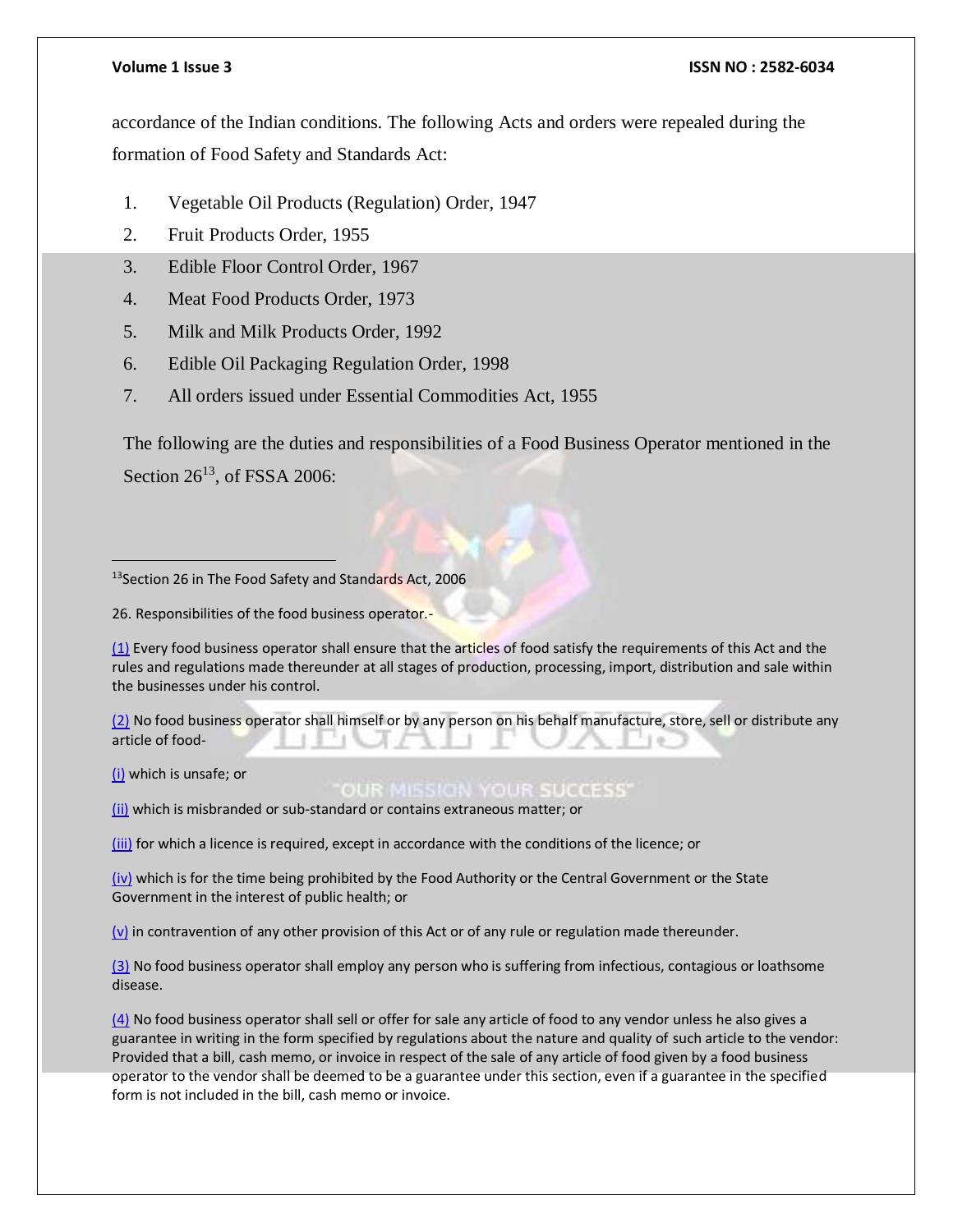accordance of the Indian conditions. The following Acts and orders were repealed during the formation of Food Safety and Standards Act:

1. Vegetable Oil Products (Regulation) Order, 1947
2. Fruit Products Order, 1955
3. Edible Floor Control Order, 1967
4. Meat Food Products Order, 1973
5. Milk and Milk Products Order, 1992
6. Edible Oil Packaging Regulation Order, 1998
7. All orders issued under Essential Commodities Act, 1955

The following are the duties and responsibilities of a Food Business Operator mentioned in the Section 26[13], of FSSA 2006:

---

[13]Section 26 in The Food Safety and Standards Act, 2006

26. Responsibilities of the food business operator.-

(1) Every food business operator shall ensure that the articles of food satisfy the requirements of this Act and the rules and regulations made thereunder at all stages of production, processing, import, distribution and sale within the businesses under his control.

(2) No food business operator shall himself or by any person on his behalf manufacture, store, sell or distribute any article of food-

(i) which is unsafe; or

(ii) which is misbranded or sub-standard or contains extraneous matter; or

(iii) for which a licence is required, except in accordance with the conditions of the licence; or

(iv) which is for the time being prohibited by the Food Authority or the Central Government or the State Government in the interest of public health; or

(v) in contravention of any other provision of this Act or of any rule or regulation made thereunder.

(3) No food business operator shall employ any person who is suffering from infectious, contagious or loathsome disease.

(4) No food business operator shall sell or offer for sale any article of food to any vendor unless he also gives a guarantee in writing in the form specified by regulations about the nature and quality of such article to the vendor: Provided that a bill, cash memo, or invoice in respect of the sale of any article of food given by a food business operator to the vendor shall be deemed to be a guarantee under this section, even if a guarantee in the specified form is not included in the bill, cash memo or invoice.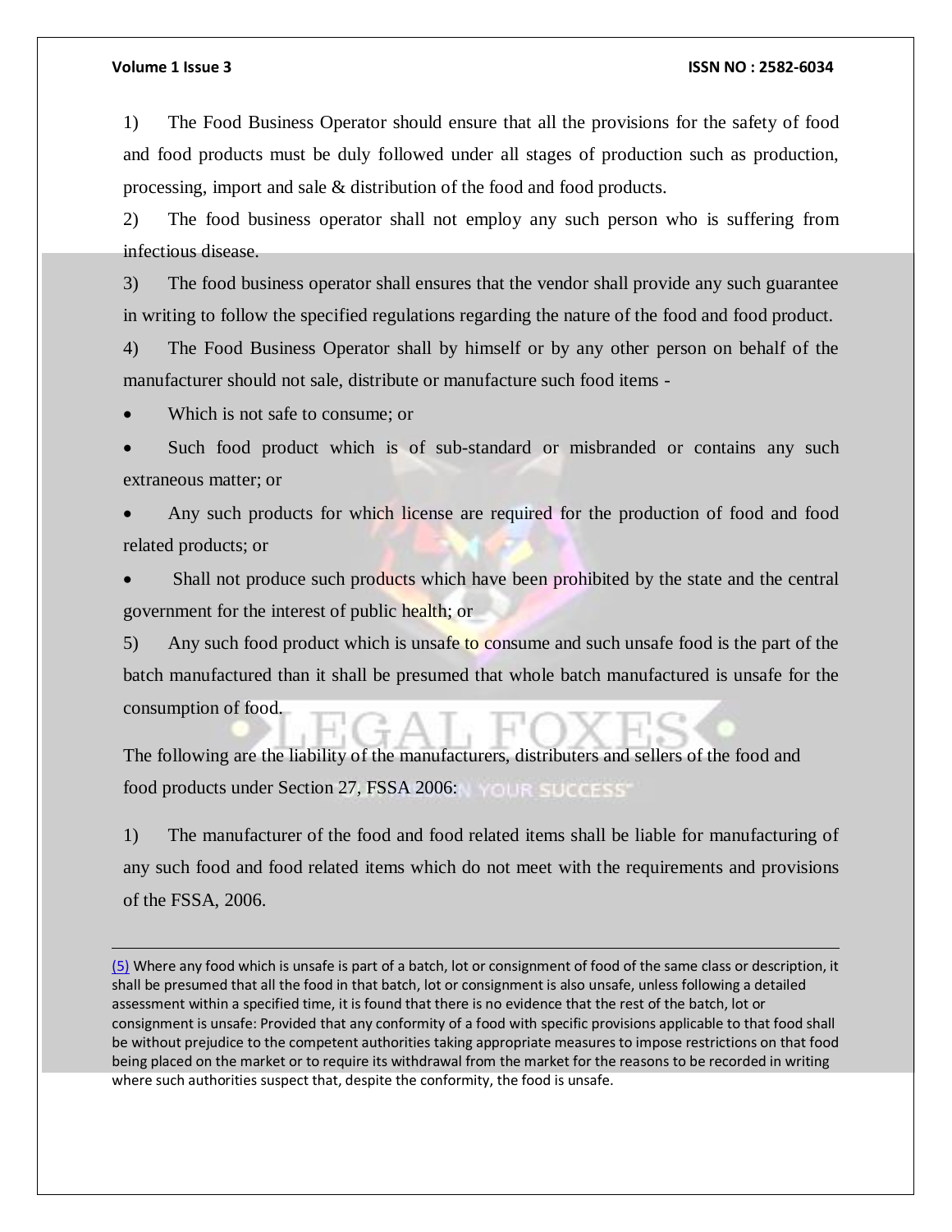1) The Food Business Operator should ensure that all the provisions for the safety of food and food products must be duly followed under all stages of production such as production, processing, import and sale & distribution of the food and food products.

2) The food business operator shall not employ any such person who is suffering from infectious disease.

3) The food business operator shall ensures that the vendor shall provide any such guarantee in writing to follow the specified regulations regarding the nature of the food and food product.

4) The Food Business Operator shall by himself or by any other person on behalf of the manufacturer should not sale, distribute or manufacture such food items -

- Which is not safe to consume; or
- Such food product which is of sub-standard or misbranded or contains any such extraneous matter; or
- Any such products for which license are required for the production of food and food related products; or
- Shall not produce such products which have been prohibited by the state and the central government for the interest of public health; or

5) Any such food product which is unsafe to consume and such unsafe food is the part of the batch manufactured than it shall be presumed that whole batch manufactured is unsafe for the consumption of food.

The following are the liability of the manufacturers, distributers and sellers of the food and food products under Section 27, FSSA 2006:

1) The manufacturer of the food and food related items shall be liable for manufacturing of any such food and food related items which do not meet with the requirements and provisions of the FSSA, 2006.

---

(5) Where any food which is unsafe is part of a batch, lot or consignment of food of the same class or description, it shall be presumed that all the food in that batch, lot or consignment is also unsafe, unless following a detailed assessment within a specified time, it is found that there is no evidence that the rest of the batch, lot or consignment is unsafe: Provided that any conformity of a food with specific provisions applicable to that food shall be without prejudice to the competent authorities taking appropriate measures to impose restrictions on that food being placed on the market or to require its withdrawal from the market for the reasons to be recorded in writing where such authorities suspect that, despite the conformity, the food is unsafe.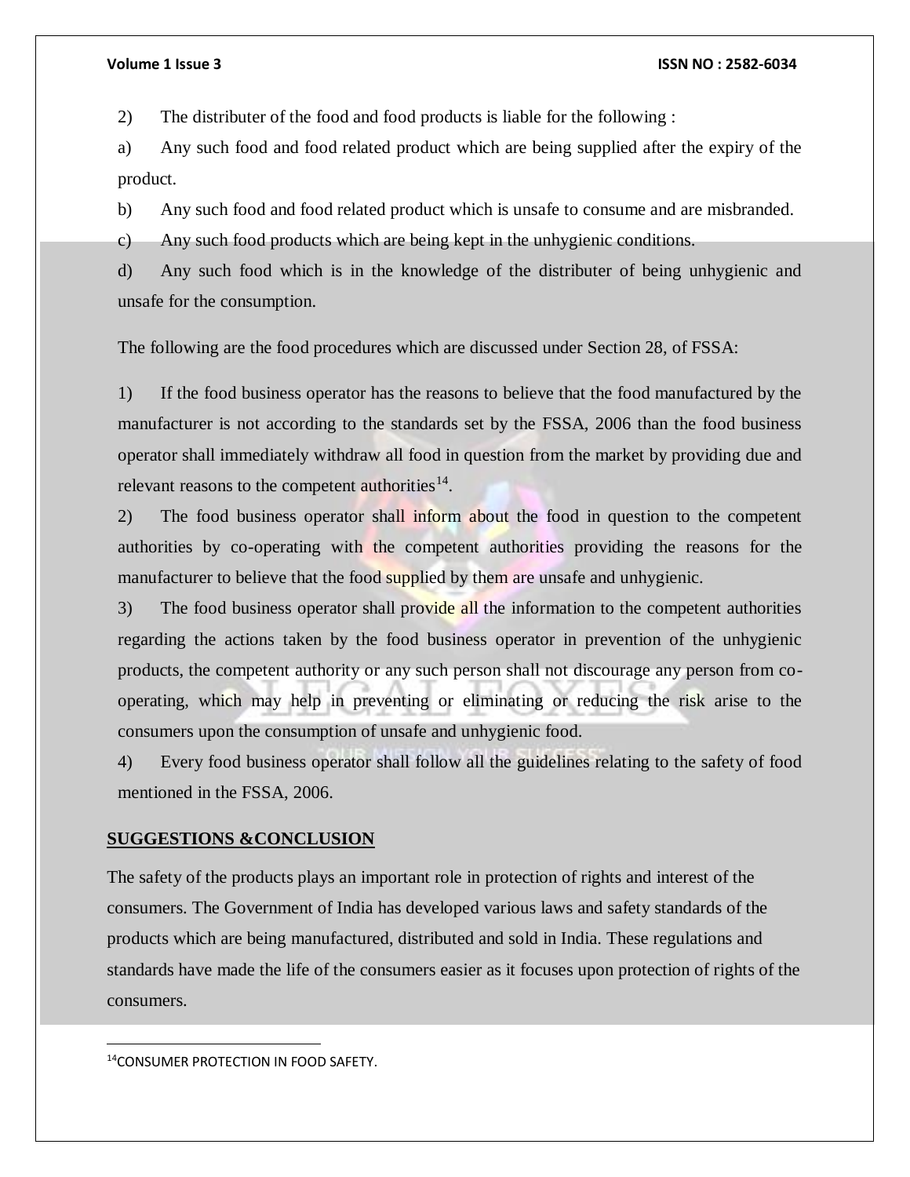2) The distributer of the food and food products is liable for the following :

a) Any such food and food related product which are being supplied after the expiry of the product.

b) Any such food and food related product which is unsafe to consume and are misbranded.

c) Any such food products which are being kept in the unhygienic conditions.

d) Any such food which is in the knowledge of the distributer of being unhygienic and unsafe for the consumption.

The following are the food procedures which are discussed under Section 28, of FSSA:

1) If the food business operator has the reasons to believe that the food manufactured by the manufacturer is not according to the standards set by the FSSA, 2006 than the food business operator shall immediately withdraw all food in question from the market by providing due and relevant reasons to the competent authorities[14].

2) The food business operator shall inform about the food in question to the competent authorities by co-operating with the competent authorities providing the reasons for the manufacturer to believe that the food supplied by them are unsafe and unhygienic.

3) The food business operator shall provide all the information to the competent authorities regarding the actions taken by the food business operator in prevention of the unhygienic products, the competent authority or any such person shall not discourage any person from co-operating, which may help in preventing or eliminating or reducing the risk arise to the consumers upon the consumption of unsafe and unhygienic food.

4) Every food business operator shall follow all the guidelines relating to the safety of food mentioned in the FSSA, 2006.

## SUGGESTIONS &CONCLUSION

The safety of the products plays an important role in protection of rights and interest of the consumers. The Government of India has developed various laws and safety standards of the products which are being manufactured, distributed and sold in India. These regulations and standards have made the life of the consumers easier as it focuses upon protection of rights of the consumers.

---

[14] CONSUMER PROTECTION IN FOOD SAFETY.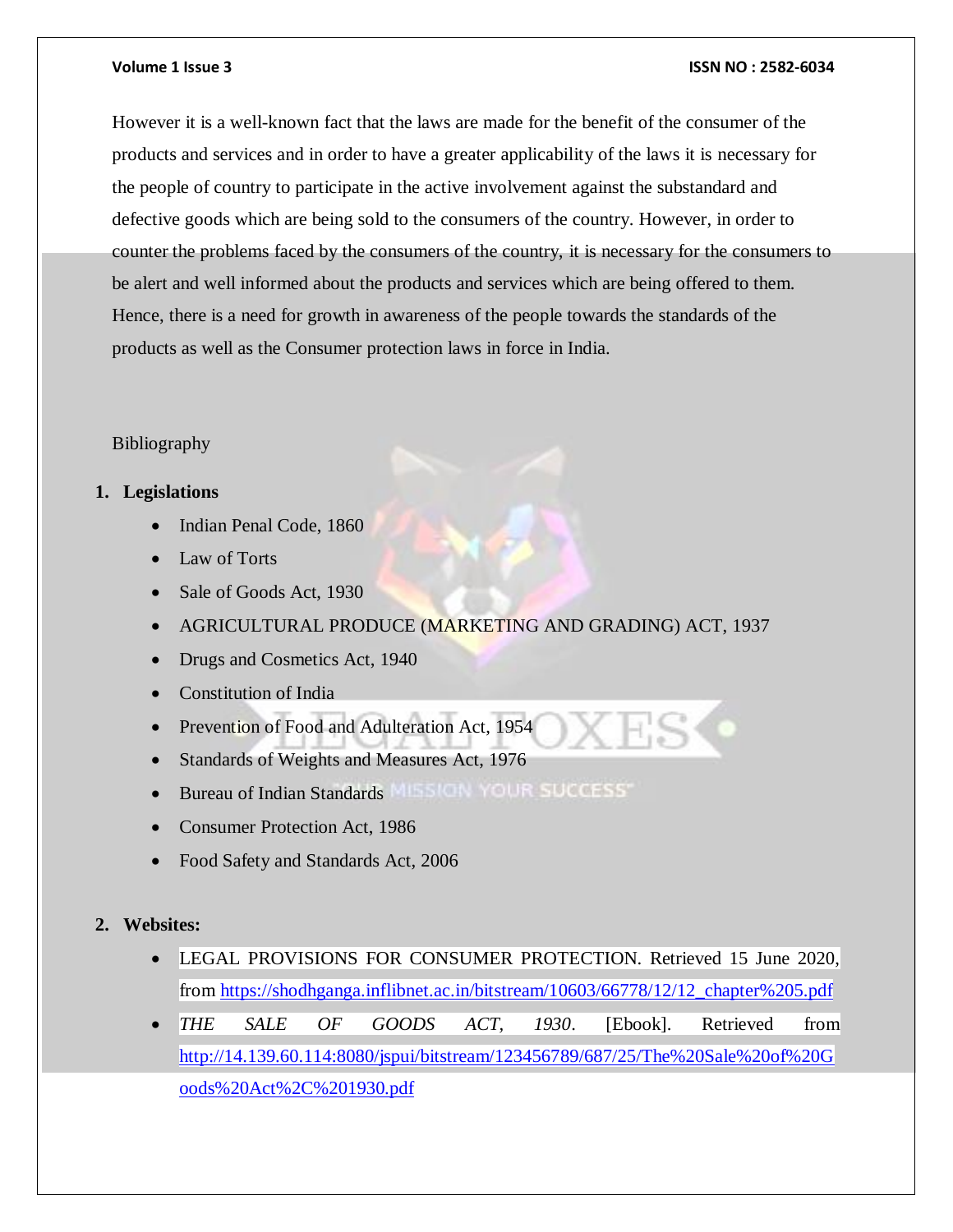However it is a well-known fact that the laws are made for the benefit of the consumer of the products and services and in order to have a greater applicability of the laws it is necessary for the people of country to participate in the active involvement against the substandard and defective goods which are being sold to the consumers of the country. However, in order to counter the problems faced by the consumers of the country, it is necessary for the consumers to be alert and well informed about the products and services which are being offered to them. Hence, there is a need for growth in awareness of the people towards the standards of the products as well as the Consumer protection laws in force in India.

Bibliography

1. **Legislations**
    - Indian Penal Code, 1860
    - Law of Torts
    - Sale of Goods Act, 1930
    - AGRICULTURAL PRODUCE (MARKETING AND GRADING) ACT, 1937
    - Drugs and Cosmetics Act, 1940
    - Constitution of India
    - Prevention of Food and Adulteration Act, 1954
    - Standards of Weights and Measures Act, 1976
    - Bureau of Indian Standards
    - Consumer Protection Act, 1986
    - Food Safety and Standards Act, 2006

2. **Websites:**
    - LEGAL PROVISIONS FOR CONSUMER PROTECTION. Retrieved 15 June 2020, from https://shodhganga.inflibnet.ac.in/bitstream/10603/66778/12/12_chapter%205.pdf
    - *THE SALE OF GOODS ACT, 1930*. [Ebook]. Retrieved from http://14.139.60.114:8080/jspui/bitstream/123456789/687/25/The%20Sale%20of%20Goods%20Act%2C%201930.pdf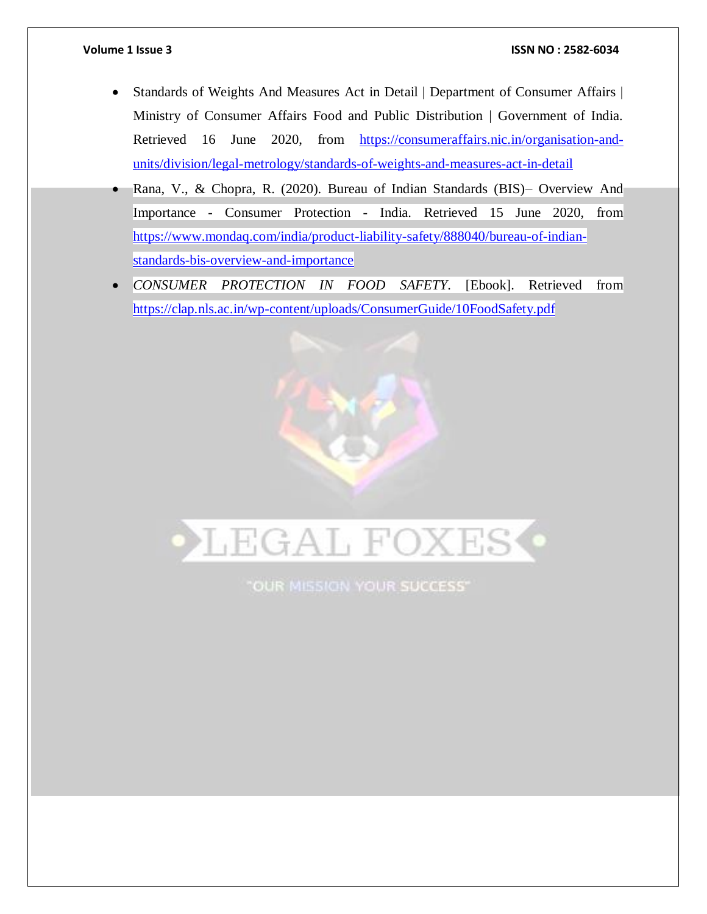- Standards of Weights And Measures Act in Detail | Department of Consumer Affairs | Ministry of Consumer Affairs Food and Public Distribution | Government of India. Retrieved 16 June 2020, from https://consumeraffairs.nic.in/organisation-and-units/division/legal-metrology/standards-of-weights-and-measures-act-in-detail
- Rana, V., & Chopra, R. (2020). Bureau of Indian Standards (BIS)– Overview And Importance - Consumer Protection - India. Retrieved 15 June 2020, from https://www.mondaq.com/india/product-liability-safety/888040/bureau-of-indian-standards-bis-overview-and-importance
- *CONSUMER PROTECTION IN FOOD SAFETY*. [Ebook]. Retrieved from https://clap.nls.ac.in/wp-content/uploads/ConsumerGuide/10FoodSafety.pdf